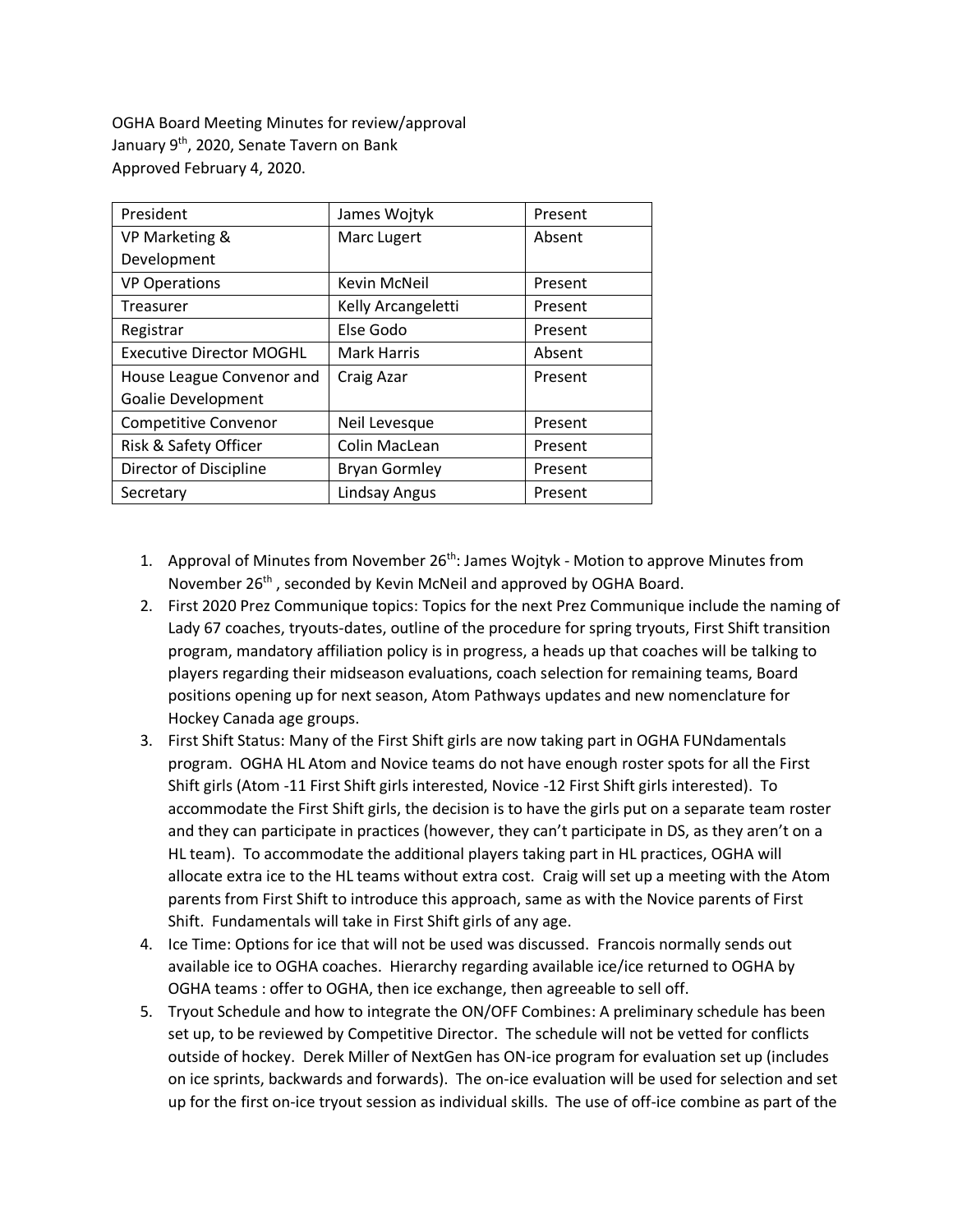OGHA Board Meeting Minutes for review/approval
January 9th, 2020, Senate Tavern on Bank
Approved February 4, 2020.

| President | James Wojtyk | Present |
|---|---|---|
| VP Marketing & Development | Marc Lugert | Absent |
| VP Operations | Kevin McNeil | Present |
| Treasurer | Kelly Arcangeletti | Present |
| Registrar | Else Godo | Present |
| Executive Director MOGHL | Mark Harris | Absent |
| House League Convenor and Goalie Development | Craig Azar | Present |
| Competitive Convenor | Neil Levesque | Present |
| Risk & Safety Officer | Colin MacLean | Present |
| Director of Discipline | Bryan Gormley | Present |
| Secretary | Lindsay Angus | Present |

1. Approval of Minutes from November 26th: James Wojtyk - Motion to approve Minutes from November 26th , seconded by Kevin McNeil and approved by OGHA Board.
2. First 2020 Prez Communique topics: Topics for the next Prez Communique include the naming of Lady 67 coaches, tryouts-dates, outline of the procedure for spring tryouts, First Shift transition program, mandatory affiliation policy is in progress, a heads up that coaches will be talking to players regarding their midseason evaluations, coach selection for remaining teams, Board positions opening up for next season, Atom Pathways updates and new nomenclature for Hockey Canada age groups.
3. First Shift Status: Many of the First Shift girls are now taking part in OGHA FUNdamentals program. OGHA HL Atom and Novice teams do not have enough roster spots for all the First Shift girls (Atom -11 First Shift girls interested, Novice -12 First Shift girls interested). To accommodate the First Shift girls, the decision is to have the girls put on a separate team roster and they can participate in practices (however, they can't participate in DS, as they aren't on a HL team). To accommodate the additional players taking part in HL practices, OGHA will allocate extra ice to the HL teams without extra cost. Craig will set up a meeting with the Atom parents from First Shift to introduce this approach, same as with the Novice parents of First Shift. Fundamentals will take in First Shift girls of any age.
4. Ice Time: Options for ice that will not be used was discussed. Francois normally sends out available ice to OGHA coaches. Hierarchy regarding available ice/ice returned to OGHA by OGHA teams : offer to OGHA, then ice exchange, then agreeable to sell off.
5. Tryout Schedule and how to integrate the ON/OFF Combines: A preliminary schedule has been set up, to be reviewed by Competitive Director. The schedule will not be vetted for conflicts outside of hockey. Derek Miller of NextGen has ON-ice program for evaluation set up (includes on ice sprints, backwards and forwards). The on-ice evaluation will be used for selection and set up for the first on-ice tryout session as individual skills. The use of off-ice combine as part of the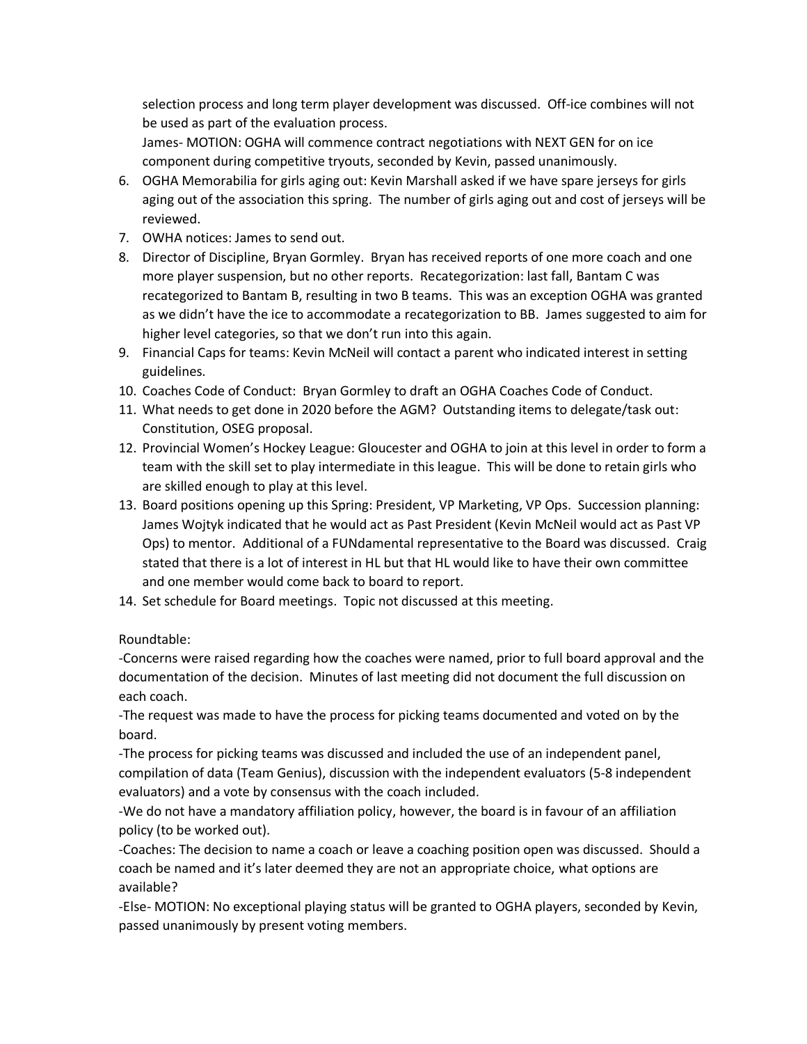selection process and long term player development was discussed. Off-ice combines will not be used as part of the evaluation process.

James- MOTION: OGHA will commence contract negotiations with NEXT GEN for on ice component during competitive tryouts, seconded by Kevin, passed unanimously.

6. OGHA Memorabilia for girls aging out: Kevin Marshall asked if we have spare jerseys for girls aging out of the association this spring. The number of girls aging out and cost of jerseys will be reviewed.
7. OWHA notices: James to send out.
8. Director of Discipline, Bryan Gormley. Bryan has received reports of one more coach and one more player suspension, but no other reports. Recategorization: last fall, Bantam C was recategorized to Bantam B, resulting in two B teams. This was an exception OGHA was granted as we didn't have the ice to accommodate a recategorization to BB. James suggested to aim for higher level categories, so that we don't run into this again.
9. Financial Caps for teams: Kevin McNeil will contact a parent who indicated interest in setting guidelines.
10. Coaches Code of Conduct: Bryan Gormley to draft an OGHA Coaches Code of Conduct.
11. What needs to get done in 2020 before the AGM? Outstanding items to delegate/task out: Constitution, OSEG proposal.
12. Provincial Women's Hockey League: Gloucester and OGHA to join at this level in order to form a team with the skill set to play intermediate in this league. This will be done to retain girls who are skilled enough to play at this level.
13. Board positions opening up this Spring: President, VP Marketing, VP Ops. Succession planning: James Wojtyk indicated that he would act as Past President (Kevin McNeil would act as Past VP Ops) to mentor. Additional of a FUNdamental representative to the Board was discussed. Craig stated that there is a lot of interest in HL but that HL would like to have their own committee and one member would come back to board to report.
14. Set schedule for Board meetings. Topic not discussed at this meeting.

Roundtable:

-Concerns were raised regarding how the coaches were named, prior to full board approval and the documentation of the decision. Minutes of last meeting did not document the full discussion on each coach.

-The request was made to have the process for picking teams documented and voted on by the board.

-The process for picking teams was discussed and included the use of an independent panel, compilation of data (Team Genius), discussion with the independent evaluators (5-8 independent evaluators) and a vote by consensus with the coach included.

-We do not have a mandatory affiliation policy, however, the board is in favour of an affiliation policy (to be worked out).

-Coaches: The decision to name a coach or leave a coaching position open was discussed. Should a coach be named and it's later deemed they are not an appropriate choice, what options are available?

-Else- MOTION: No exceptional playing status will be granted to OGHA players, seconded by Kevin, passed unanimously by present voting members.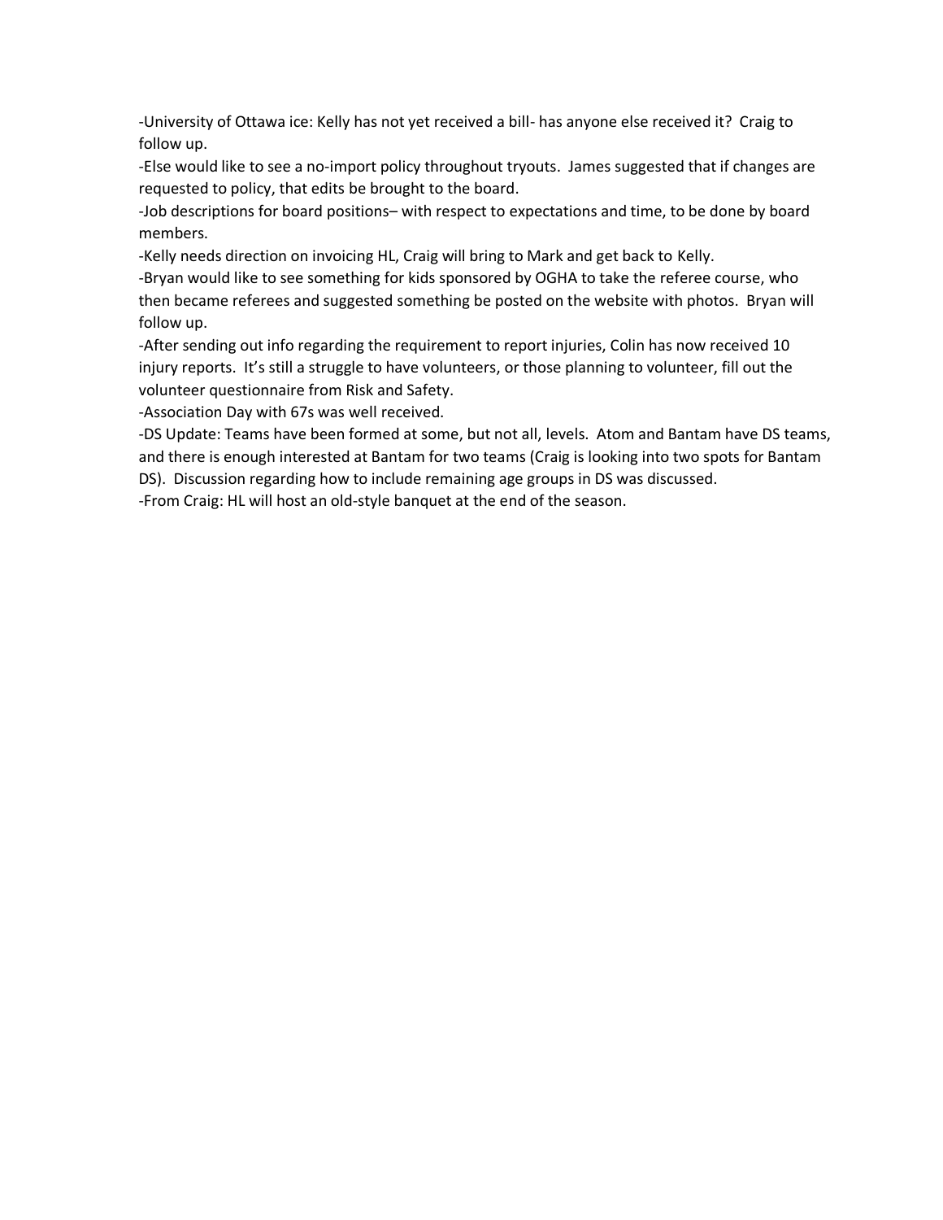-University of Ottawa ice: Kelly has not yet received a bill- has anyone else received it? Craig to follow up.

-Else would like to see a no-import policy throughout tryouts. James suggested that if changes are requested to policy, that edits be brought to the board.

-Job descriptions for board positions– with respect to expectations and time, to be done by board members.

-Kelly needs direction on invoicing HL, Craig will bring to Mark and get back to Kelly.

-Bryan would like to see something for kids sponsored by OGHA to take the referee course, who then became referees and suggested something be posted on the website with photos. Bryan will follow up.

-After sending out info regarding the requirement to report injuries, Colin has now received 10 injury reports. It's still a struggle to have volunteers, or those planning to volunteer, fill out the volunteer questionnaire from Risk and Safety.

-Association Day with 67s was well received.

-DS Update: Teams have been formed at some, but not all, levels. Atom and Bantam have DS teams, and there is enough interested at Bantam for two teams (Craig is looking into two spots for Bantam DS). Discussion regarding how to include remaining age groups in DS was discussed.

-From Craig: HL will host an old-style banquet at the end of the season.